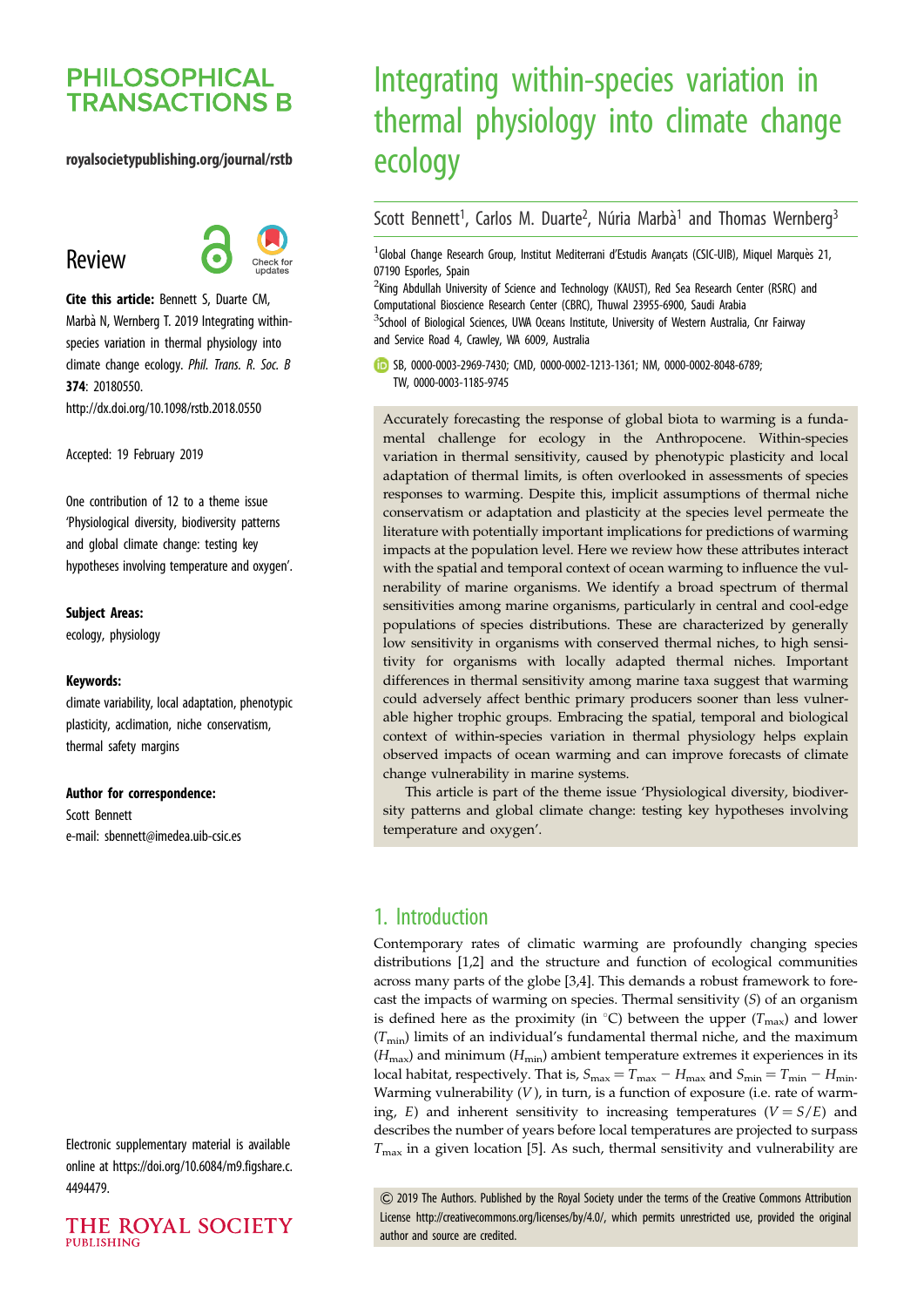PHILOSOPHICAL TRANSACTIONS B

royalsocietypublishing.org/journal/rstb

Review

**Cite this article:** Bennett S, Duarte CM, Marbà N, Wernberg T. 2019 Integrating within-species variation in thermal physiology into climate change ecology. *Phil. Trans. R. Soc. B* **374**: 20180550. http://dx.doi.org/10.1098/rstb.2018.0550

Accepted: 19 February 2019

One contribution of 12 to a theme issue 'Physiological diversity, biodiversity patterns and global climate change: testing key hypotheses involving temperature and oxygen'.

**Subject Areas:**

ecology, physiology

**Keywords:**

climate variability, local adaptation, phenotypic plasticity, acclimation, niche conservatism, thermal safety margins

**Author for correspondence:**

Scott Bennett

e-mail: sbennett@imedea.uib-csic.es

Electronic supplementary material is available online at https://doi.org/10.6084/m9.figshare.c.4494479.

# Integrating within-species variation in thermal physiology into climate change ecology

Scott Bennett[1], Carlos M. Duarte[2], Núria Marbà[1] and Thomas Wernberg[3]

[1]Global Change Research Group, Institut Mediterrani d'Estudis Avançats (CSIC-UIB), Miquel Marquès 21, 07190 Esporles, Spain

[2]King Abdullah University of Science and Technology (KAUST), Red Sea Research Center (RSRC) and Computational Bioscience Research Center (CBRC), Thuwal 23955-6900, Saudi Arabia

[3]School of Biological Sciences, UWA Oceans Institute, University of Western Australia, Cnr Fairway and Service Road 4, Crawley, WA 6009, Australia

SB, 0000-0003-2969-7430; CMD, 0000-0002-1213-1361; NM, 0000-0002-8048-6789; TW, 0000-0003-1185-9745

Accurately forecasting the response of global biota to warming is a fundamental challenge for ecology in the Anthropocene. Within-species variation in thermal sensitivity, caused by phenotypic plasticity and local adaptation of thermal limits, is often overlooked in assessments of species responses to warming. Despite this, implicit assumptions of thermal niche conservatism or adaptation and plasticity at the species level permeate the literature with potentially important implications for predictions of warming impacts at the population level. Here we review how these attributes interact with the spatial and temporal context of ocean warming to influence the vulnerability of marine organisms. We identify a broad spectrum of thermal sensitivities among marine organisms, particularly in central and cool-edge populations of species distributions. These are characterized by generally low sensitivity in organisms with conserved thermal niches, to high sensitivity for organisms with locally adapted thermal niches. Important differences in thermal sensitivity among marine taxa suggest that warming could adversely affect benthic primary producers sooner than less vulnerable higher trophic groups. Embracing the spatial, temporal and biological context of within-species variation in thermal physiology helps explain observed impacts of ocean warming and can improve forecasts of climate change vulnerability in marine systems.

This article is part of the theme issue 'Physiological diversity, biodiversity patterns and global climate change: testing key hypotheses involving temperature and oxygen'.

## 1. Introduction

Contemporary rates of climatic warming are profoundly changing species distributions [1,2] and the structure and function of ecological communities across many parts of the globe [3,4]. This demands a robust framework to forecast the impacts of warming on species. Thermal sensitivity ($S$) of an organism is defined here as the proximity (in °C) between the upper ($T_{max}$) and lower ($T_{min}$) limits of an individual's fundamental thermal niche, and the maximum ($H_{max}$) and minimum ($H_{min}$) ambient temperature extremes it experiences in its local habitat, respectively. That is, $S_{max} = T_{max} - H_{max}$ and $S_{min} = T_{min} - H_{min}$. Warming vulnerability ($V$), in turn, is a function of exposure (i.e. rate of warming, $E$) and inherent sensitivity to increasing temperatures ($V = S/E$) and describes the number of years before local temperatures are projected to surpass $T_{max}$ in a given location [5]. As such, thermal sensitivity and vulnerability are

© 2019 The Authors. Published by the Royal Society under the terms of the Creative Commons Attribution License http://creativecommons.org/licenses/by/4.0/, which permits unrestricted use, provided the original author and source are credited.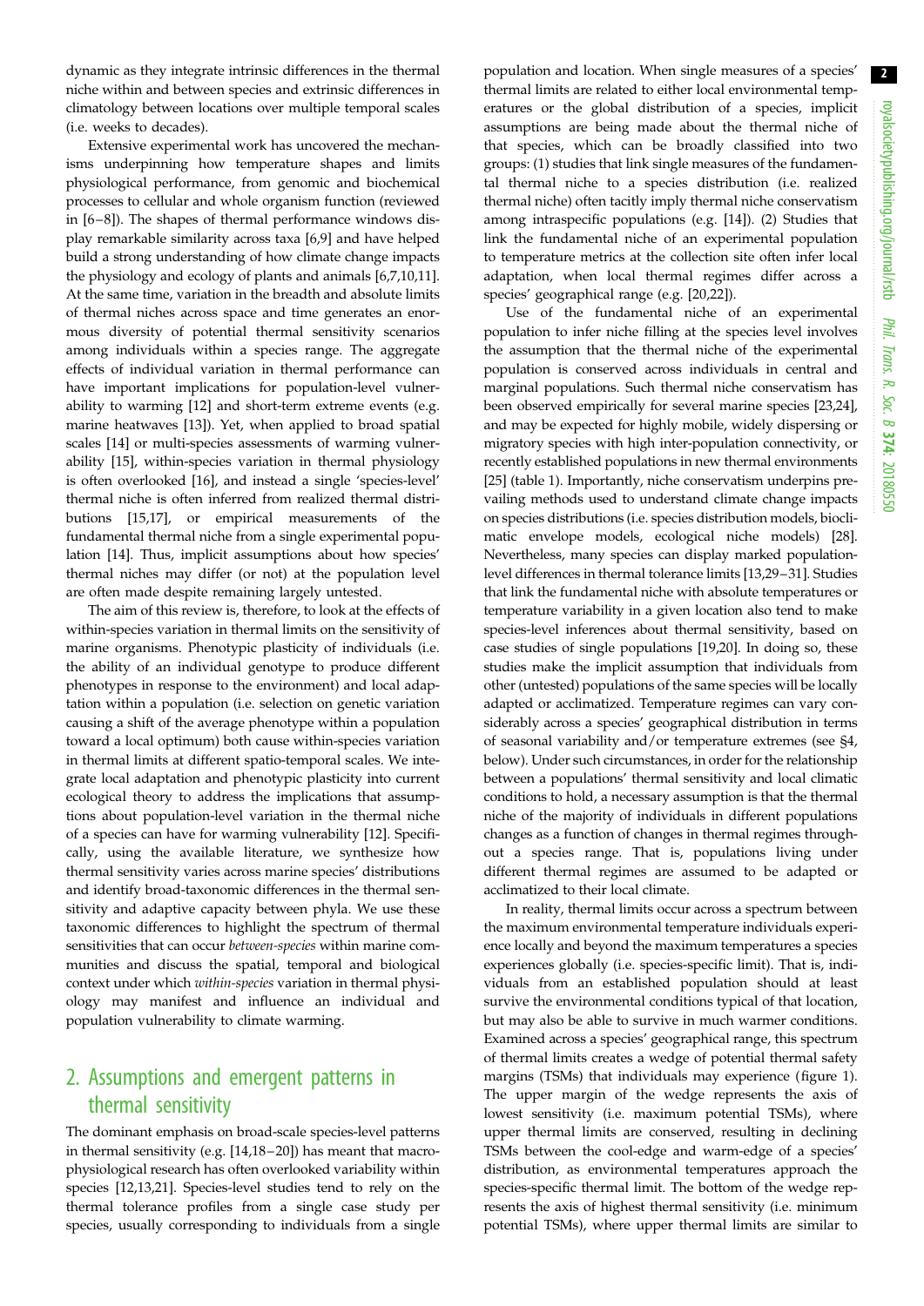dynamic as they integrate intrinsic differences in the thermal niche within and between species and extrinsic differences in climatology between locations over multiple temporal scales (i.e. weeks to decades).

Extensive experimental work has uncovered the mechanisms underpinning how temperature shapes and limits physiological performance, from genomic and biochemical processes to cellular and whole organism function (reviewed in [6–8]). The shapes of thermal performance windows display remarkable similarity across taxa [6,9] and have helped build a strong understanding of how climate change impacts the physiology and ecology of plants and animals [6,7,10,11]. At the same time, variation in the breadth and absolute limits of thermal niches across space and time generates an enormous diversity of potential thermal sensitivity scenarios among individuals within a species range. The aggregate effects of individual variation in thermal performance can have important implications for population-level vulnerability to warming [12] and short-term extreme events (e.g. marine heatwaves [13]). Yet, when applied to broad spatial scales [14] or multi-species assessments of warming vulnerability [15], within-species variation in thermal physiology is often overlooked [16], and instead a single 'species-level' thermal niche is often inferred from realized thermal distributions [15,17], or empirical measurements of the fundamental thermal niche from a single experimental population [14]. Thus, implicit assumptions about how species' thermal niches may differ (or not) at the population level are often made despite remaining largely untested.

The aim of this review is, therefore, to look at the effects of within-species variation in thermal limits on the sensitivity of marine organisms. Phenotypic plasticity of individuals (i.e. the ability of an individual genotype to produce different phenotypes in response to the environment) and local adaptation within a population (i.e. selection on genetic variation causing a shift of the average phenotype within a population toward a local optimum) both cause within-species variation in thermal limits at different spatio-temporal scales. We integrate local adaptation and phenotypic plasticity into current ecological theory to address the implications that assumptions about population-level variation in the thermal niche of a species can have for warming vulnerability [12]. Specifically, using the available literature, we synthesize how thermal sensitivity varies across marine species' distributions and identify broad-taxonomic differences in the thermal sensitivity and adaptive capacity between phyla. We use these taxonomic differences to highlight the spectrum of thermal sensitivities that can occur *between-species* within marine communities and discuss the spatial, temporal and biological context under which *within-species* variation in thermal physiology may manifest and influence an individual and population vulnerability to climate warming.

## 2. Assumptions and emergent patterns in thermal sensitivity

The dominant emphasis on broad-scale species-level patterns in thermal sensitivity (e.g. [14,18–20]) has meant that macrophysiological research has often overlooked variability within species [12,13,21]. Species-level studies tend to rely on the thermal tolerance profiles from a single case study per species, usually corresponding to individuals from a single population and location. When single measures of a species' thermal limits are related to either local environmental temperatures or the global distribution of a species, implicit assumptions are being made about the thermal niche of that species, which can be broadly classified into two groups: (1) studies that link single measures of the fundamental thermal niche to a species distribution (i.e. realized thermal niche) often tacitly imply thermal niche conservatism among intraspecific populations (e.g. [14]). (2) Studies that link the fundamental niche of an experimental population to temperature metrics at the collection site often infer local adaptation, when local thermal regimes differ across a species' geographical range (e.g. [20,22]).

Use of the fundamental niche of an experimental population to infer niche filling at the species level involves the assumption that the thermal niche of the experimental population is conserved across individuals in central and marginal populations. Such thermal niche conservatism has been observed empirically for several marine species [23,24], and may be expected for highly mobile, widely dispersing or migratory species with high inter-population connectivity, or recently established populations in new thermal environments [25] (table 1). Importantly, niche conservatism underpins prevailing methods used to understand climate change impacts on species distributions (i.e. species distribution models, bioclimatic envelope models, ecological niche models) [28]. Nevertheless, many species can display marked population-level differences in thermal tolerance limits [13,29–31]. Studies that link the fundamental niche with absolute temperatures or temperature variability in a given location also tend to make species-level inferences about thermal sensitivity, based on case studies of single populations [19,20]. In doing so, these studies make the implicit assumption that individuals from other (untested) populations of the same species will be locally adapted or acclimatized. Temperature regimes can vary considerably across a species' geographical distribution in terms of seasonal variability and/or temperature extremes (see §4, below). Under such circumstances, in order for the relationship between a populations' thermal sensitivity and local climatic conditions to hold, a necessary assumption is that the thermal niche of the majority of individuals in different populations changes as a function of changes in thermal regimes throughout a species range. That is, populations living under different thermal regimes are assumed to be adapted or acclimatized to their local climate.

In reality, thermal limits occur across a spectrum between the maximum environmental temperature individuals experience locally and beyond the maximum temperatures a species experiences globally (i.e. species-specific limit). That is, individuals from an established population should at least survive the environmental conditions typical of that location, but may also be able to survive in much warmer conditions. Examined across a species' geographical range, this spectrum of thermal limits creates a wedge of potential thermal safety margins (TSMs) that individuals may experience (figure 1). The upper margin of the wedge represents the axis of lowest sensitivity (i.e. maximum potential TSMs), where upper thermal limits are conserved, resulting in declining TSMs between the cool-edge and warm-edge of a species' distribution, as environmental temperatures approach the species-specific thermal limit. The bottom of the wedge represents the axis of highest thermal sensitivity (i.e. minimum potential TSMs), where upper thermal limits are similar to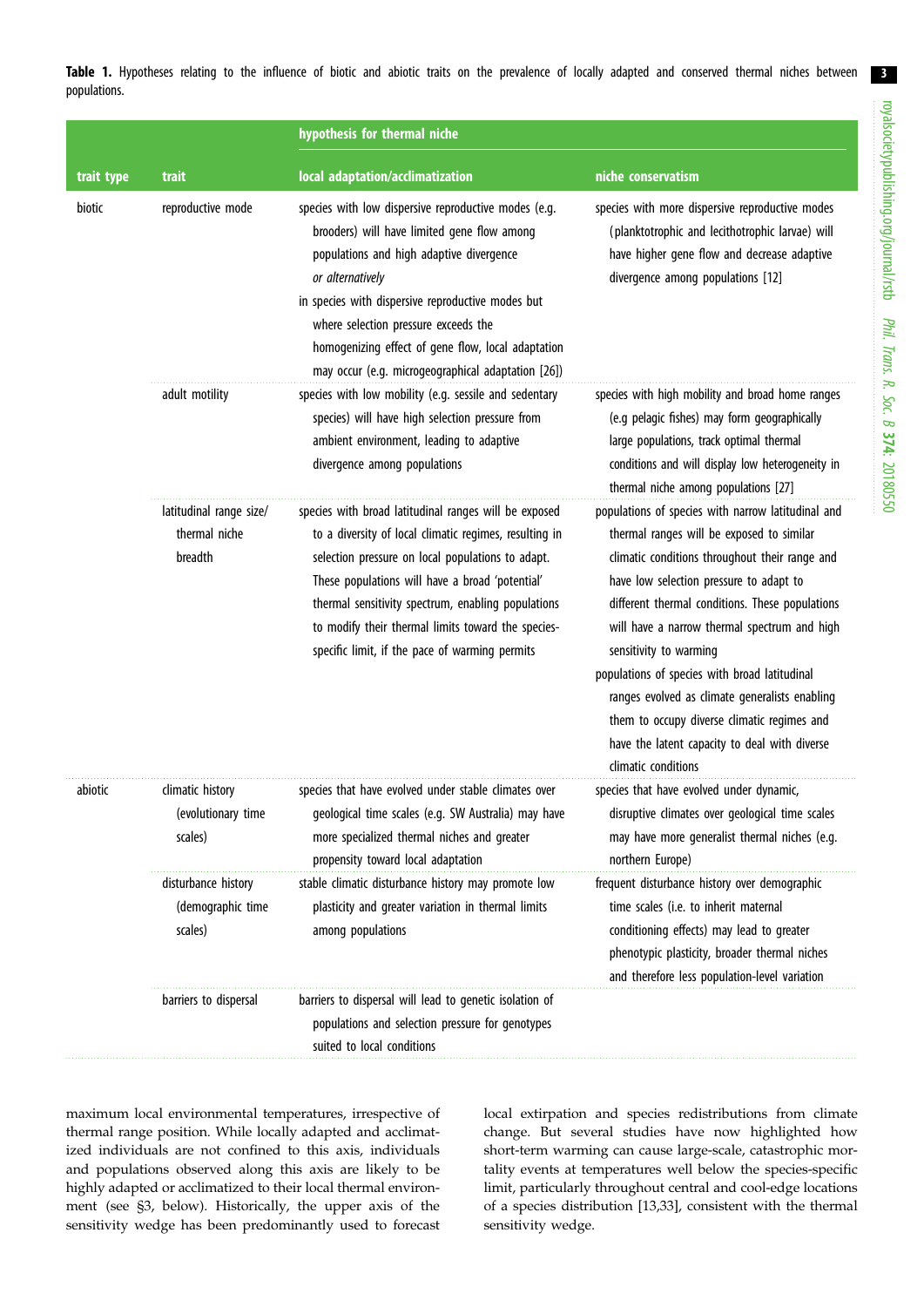**Table 1.** Hypotheses relating to the influence of biotic and abiotic traits on the prevalence of locally adapted and conserved thermal niches between populations.

| | | hypothesis for thermal niche | |
|---|---|---|---|
| **trait type** | **trait** | **local adaptation/acclimatization** | **niche conservatism** |
| biotic | reproductive mode | species with low dispersive reproductive modes (e.g. brooders) will have limited gene flow among populations and high adaptive divergence *or alternatively* in species with dispersive reproductive modes but where selection pressure exceeds the homogenizing effect of gene flow, local adaptation may occur (e.g. microgeographical adaptation [26]) | species with more dispersive reproductive modes (planktotrophic and lecithotrophic larvae) will have higher gene flow and decrease adaptive divergence among populations [12] |
| | adult motility | species with low mobility (e.g. sessile and sedentary species) will have high selection pressure from ambient environment, leading to adaptive divergence among populations | species with high mobility and broad home ranges (e.g pelagic fishes) may form geographically large populations, track optimal thermal conditions and will display low heterogeneity in thermal niche among populations [27] |
| | latitudinal range size/ thermal niche breadth | species with broad latitudinal ranges will be exposed to a diversity of local climatic regimes, resulting in selection pressure on local populations to adapt. These populations will have a broad 'potential' thermal sensitivity spectrum, enabling populations to modify their thermal limits toward the species-specific limit, if the pace of warming permits | populations of species with narrow latitudinal and thermal ranges will be exposed to similar climatic conditions throughout their range and have low selection pressure to adapt to different thermal conditions. These populations will have a narrow thermal spectrum and high sensitivity to warming populations of species with broad latitudinal ranges evolved as climate generalists enabling them to occupy diverse climatic regimes and have the latent capacity to deal with diverse climatic conditions |
| abiotic | climatic history (evolutionary time scales) | species that have evolved under stable climates over geological time scales (e.g. SW Australia) may have more specialized thermal niches and greater propensity toward local adaptation | species that have evolved under dynamic, disruptive climates over geological time scales may have more generalist thermal niches (e.g. northern Europe) |
| | disturbance history (demographic time scales) | stable climatic disturbance history may promote low plasticity and greater variation in thermal limits among populations | frequent disturbance history over demographic time scales (i.e. to inherit maternal conditioning effects) may lead to greater phenotypic plasticity, broader thermal niches and therefore less population-level variation |
| | barriers to dispersal | barriers to dispersal will lead to genetic isolation of populations and selection pressure for genotypes suited to local conditions | |

maximum local environmental temperatures, irrespective of thermal range position. While locally adapted and acclimatized individuals are not confined to this axis, individuals and populations observed along this axis are likely to be highly adapted or acclimatized to their local thermal environment (see §3, below). Historically, the upper axis of the sensitivity wedge has been predominantly used to forecast local extirpation and species redistributions from climate change. But several studies have now highlighted how short-term warming can cause large-scale, catastrophic mortality events at temperatures well below the species-specific limit, particularly throughout central and cool-edge locations of a species distribution [13,33], consistent with the thermal sensitivity wedge.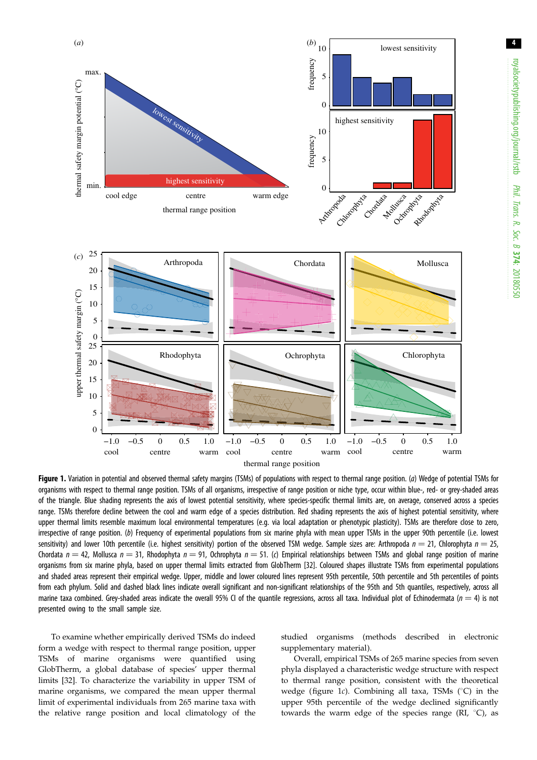**Figure 1.** Variation in potential and observed thermal safety margins (TSMs) of populations with respect to thermal range position. (*a*) Wedge of potential TSMs for organisms with respect to thermal range position. TSMs of all organisms, irrespective of range position or niche type, occur within blue-, red- or grey-shaded areas of the triangle. Blue shading represents the axis of lowest potential sensitivity, where species-specific thermal limits are, on average, conserved across a species range. TSMs therefore decline between the cool and warm edge of a species distribution. Red shading represents the axis of highest potential sensitivity, where upper thermal limits resemble maximum local environmental temperatures (e.g. via local adaptation or phenotypic plasticity). TSMs are therefore close to zero, irrespective of range position. (*b*) Frequency of experimental populations from six marine phyla with mean upper TSMs in the upper 90th percentile (i.e. lowest sensitivity) and lower 10th percentile (i.e. highest sensitivity) portion of the observed TSM wedge. Sample sizes are: Arthropoda $n = 21$, Chlorophyta $n = 25$, Chordata $n = 42$, Mollusca $n = 31$, Rhodophyta $n = 91$, Ochrophyta $n = 51$. (*c*) Empirical relationships between TSMs and global range position of marine organisms from six marine phyla, based on upper thermal limits extracted from GlobTherm [32]. Coloured shapes illustrate TSMs from experimental populations and shaded areas represent their empirical wedge. Upper, middle and lower coloured lines represent 95th percentile, 50th percentile and 5th percentiles of points from each phylum. Solid and dashed black lines indicate overall significant and non-significant relationships of the 95th and 5th quantiles, respectively, across all marine taxa combined. Grey-shaded areas indicate the overall 95% CI of the quantile regressions, across all taxa. Individual plot of Echinodermata ($n = 4$) is not presented owing to the small sample size.

To examine whether empirically derived TSMs do indeed form a wedge with respect to thermal range position, upper TSMs of marine organisms were quantified using GlobTherm, a global database of species' upper thermal limits [32]. To characterize the variability in upper TSM of marine organisms, we compared the mean upper thermal limit of experimental individuals from 265 marine taxa with the relative range position and local climatology of the studied organisms (methods described in electronic supplementary material).

Overall, empirical TSMs of 265 marine species from seven phyla displayed a characteristic wedge structure with respect to thermal range position, consistent with the theoretical wedge (figure 1*c*). Combining all taxa, TSMs (°C) in the upper 95th percentile of the wedge declined significantly towards the warm edge of the species range (RI, °C), as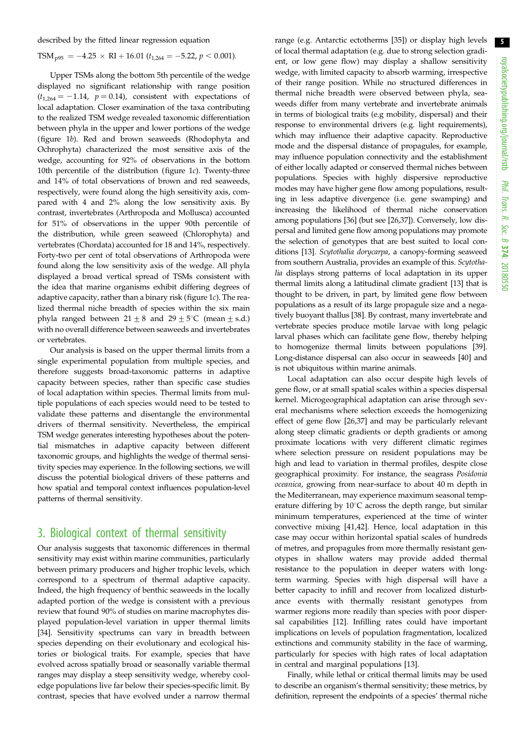described by the fitted linear regression equation

$$\mathrm{TSM}_{p95} = -4.25 \times \mathrm{RI} + 16.01\ (t_{1,264} = -5.22,\ p < 0.001).$$

Upper TSMs along the bottom 5th percentile of the wedge displayed no significant relationship with range position ($t_{1,264} = -1.14$, $p = 0.14$), consistent with expectations of local adaptation. Closer examination of the taxa contributing to the realized TSM wedge revealed taxonomic differentiation between phyla in the upper and lower portions of the wedge (figure 1*b*). Red and brown seaweeds (Rhodophyta and Ochrophyta) characterized the most sensitive axis of the wedge, accounting for 92% of observations in the bottom 10th percentile of the distribution (figure 1*c*). Twenty-three and 14% of total observations of brown and red seaweeds, respectively, were found along the high sensitivity axis, compared with 4 and 2% along the low sensitivity axis. By contrast, invertebrates (Arthropoda and Mollusca) accounted for 51% of observations in the upper 90th percentile of the distribution, while green seaweed (Chlorophyta) and vertebrates (Chordata) accounted for 18 and 14%, respectively. Forty-two per cent of total observations of Arthropoda were found along the low sensitivity axis of the wedge. All phyla displayed a broad vertical spread of TSMs consistent with the idea that marine organisms exhibit differing degrees of adaptive capacity, rather than a binary risk (figure 1*c*). The realized thermal niche breadth of species within the six main phyla ranged between $21 \pm 8$ and $29 \pm 5$°C (mean ± s.d.) with no overall difference between seaweeds and invertebrates or vertebrates.

Our analysis is based on the upper thermal limits from a single experimental population from multiple species, and therefore suggests broad-taxonomic patterns in adaptive capacity between species, rather than specific case studies of local adaptation within species. Thermal limits from multiple populations of each species would need to be tested to validate these patterns and disentangle the environmental drivers of thermal sensitivity. Nevertheless, the empirical TSM wedge generates interesting hypotheses about the potential mismatches in adaptive capacity between different taxonomic groups, and highlights the wedge of thermal sensitivity species may experience. In the following sections, we will discuss the potential biological drivers of these patterns and how spatial and temporal context influences population-level patterns of thermal sensitivity.

## 3. Biological context of thermal sensitivity

Our analysis suggests that taxonomic differences in thermal sensitivity may exist within marine communities, particularly between primary producers and higher trophic levels, which correspond to a spectrum of thermal adaptive capacity. Indeed, the high frequency of benthic seaweeds in the locally adapted portion of the wedge is consistent with a previous review that found 90% of studies on marine macrophytes displayed population-level variation in upper thermal limits [34]. Sensitivity spectrums can vary in breadth between species depending on their evolutionary and ecological histories or biological traits. For example, species that have evolved across spatially broad or seasonally variable thermal ranges may display a steep sensitivity wedge, whereby cool-edge populations live far below their species-specific limit. By contrast, species that have evolved under a narrow thermal range (e.g. Antarctic ectotherms [35]) or display high levels of local thermal adaptation (e.g. due to strong selection gradient, or low gene flow) may display a shallow sensitivity wedge, with limited capacity to absorb warming, irrespective of their range position. While no structured differences in thermal niche breadth were observed between phyla, seaweeds differ from many vertebrate and invertebrate animals in terms of biological traits (e.g mobility, dispersal) and their response to environmental drivers (e.g. light requirements), which may influence their adaptive capacity. Reproductive mode and the dispersal distance of propagules, for example, may influence population connectivity and the establishment of either locally adapted or conserved thermal niches between populations. Species with highly dispersive reproductive modes may have higher gene flow among populations, resulting in less adaptive divergence (i.e. gene swamping) and increasing the likelihood of thermal niche conservation among populations [36] (but see [26,37]). Conversely, low dispersal and limited gene flow among populations may promote the selection of genotypes that are best suited to local conditions [13]. *Scytothalia dorycarpa*, a canopy-forming seaweed from southern Australia, provides an example of this. *Scytothalia* displays strong patterns of local adaptation in its upper thermal limits along a latitudinal climate gradient [13] that is thought to be driven, in part, by limited gene flow between populations as a result of its large propagule size and a negatively buoyant thallus [38]. By contrast, many invertebrate and vertebrate species produce motile larvae with long pelagic larval phases which can facilitate gene flow, thereby helping to homogenize thermal limits between populations [39]. Long-distance dispersal can also occur in seaweeds [40] and is not ubiquitous within marine animals.

Local adaptation can also occur despite high levels of gene flow, or at small spatial scales within a species dispersal kernel. Microgeographical adaptation can arise through several mechanisms where selection exceeds the homogenizing effect of gene flow [26,37] and may be particularly relevant along steep climatic gradients or depth gradients or among proximate locations with very different climatic regimes where selection pressure on resident populations may be high and lead to variation in thermal profiles, despite close geographical proximity. For instance, the seagrass *Posidonia oceanica*, growing from near-surface to about 40 m depth in the Mediterranean, may experience maximum seasonal temperature differing by 10°C across the depth range, but similar minimum temperatures, experienced at the time of winter convective mixing [41,42]. Hence, local adaptation in this case may occur within horizontal spatial scales of hundreds of metres, and propagules from more thermally resistant genotypes in shallow waters may provide added thermal resistance to the population in deeper waters with long-term warming. Species with high dispersal will have a better capacity to infill and recover from localized disturbance events with thermally resistant genotypes from warmer regions more readily than species with poor dispersal capabilities [12]. Infilling rates could have important implications on levels of population fragmentation, localized extinctions and community stability in the face of warming, particularly for species with high rates of local adaptation in central and marginal populations [13].

Finally, while lethal or critical thermal limits may be used to describe an organism's thermal sensitivity; these metrics, by definition, represent the endpoints of a species' thermal niche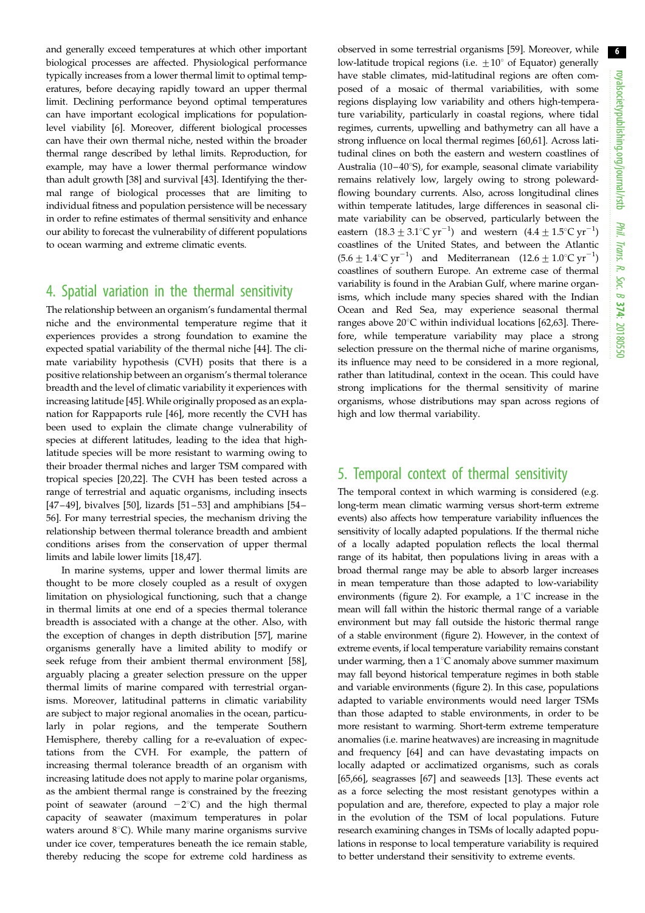and generally exceed temperatures at which other important biological processes are affected. Physiological performance typically increases from a lower thermal limit to optimal temperatures, before decaying rapidly toward an upper thermal limit. Declining performance beyond optimal temperatures can have important ecological implications for population-level viability [6]. Moreover, different biological processes can have their own thermal niche, nested within the broader thermal range described by lethal limits. Reproduction, for example, may have a lower thermal performance window than adult growth [38] and survival [43]. Identifying the thermal range of biological processes that are limiting to individual fitness and population persistence will be necessary in order to refine estimates of thermal sensitivity and enhance our ability to forecast the vulnerability of different populations to ocean warming and extreme climatic events.

## 4. Spatial variation in the thermal sensitivity

The relationship between an organism's fundamental thermal niche and the environmental temperature regime that it experiences provides a strong foundation to examine the expected spatial variability of the thermal niche [44]. The climate variability hypothesis (CVH) posits that there is a positive relationship between an organism's thermal tolerance breadth and the level of climatic variability it experiences with increasing latitude [45]. While originally proposed as an explanation for Rappaports rule [46], more recently the CVH has been used to explain the climate change vulnerability of species at different latitudes, leading to the idea that high-latitude species will be more resistant to warming owing to their broader thermal niches and larger TSM compared with tropical species [20,22]. The CVH has been tested across a range of terrestrial and aquatic organisms, including insects [47–49], bivalves [50], lizards [51–53] and amphibians [54–56]. For many terrestrial species, the mechanism driving the relationship between thermal tolerance breadth and ambient conditions arises from the conservation of upper thermal limits and labile lower limits [18,47].

In marine systems, upper and lower thermal limits are thought to be more closely coupled as a result of oxygen limitation on physiological functioning, such that a change in thermal limits at one end of a species thermal tolerance breadth is associated with a change at the other. Also, with the exception of changes in depth distribution [57], marine organisms generally have a limited ability to modify or seek refuge from their ambient thermal environment [58], arguably placing a greater selection pressure on the upper thermal limits of marine compared with terrestrial organisms. Moreover, latitudinal patterns in climatic variability are subject to major regional anomalies in the ocean, particularly in polar regions, and the temperate Southern Hemisphere, thereby calling for a re-evaluation of expectations from the CVH. For example, the pattern of increasing thermal tolerance breadth of an organism with increasing latitude does not apply to marine polar organisms, as the ambient thermal range is constrained by the freezing point of seawater (around $-2$°C) and the high thermal capacity of seawater (maximum temperatures in polar waters around 8°C). While many marine organisms survive under ice cover, temperatures beneath the ice remain stable, thereby reducing the scope for extreme cold hardiness as observed in some terrestrial organisms [59]. Moreover, while low-latitude tropical regions (i.e. $\pm 10°$ of Equator) generally have stable climates, mid-latitudinal regions are often composed of a mosaic of thermal variabilities, with some regions displaying low variability and others high-temperature variability, particularly in coastal regions, where tidal regimes, currents, upwelling and bathymetry can all have a strong influence on local thermal regimes [60,61]. Across latitudinal clines on both the eastern and western coastlines of Australia (10–40°S), for example, seasonal climate variability remains relatively low, largely owing to strong poleward-flowing boundary currents. Also, across longitudinal clines within temperate latitudes, large differences in seasonal climate variability can be observed, particularly between the eastern ($18.3 \pm 3.1$°C $\mathrm{yr}^{-1}$) and western ($4.4 \pm 1.5$°C $\mathrm{yr}^{-1}$) coastlines of the United States, and between the Atlantic ($5.6 \pm 1.4$°C $\mathrm{yr}^{-1}$) and Mediterranean ($12.6 \pm 1.0$°C $\mathrm{yr}^{-1}$) coastlines of southern Europe. An extreme case of thermal variability is found in the Arabian Gulf, where marine organisms, which include many species shared with the Indian Ocean and Red Sea, may experience seasonal thermal ranges above 20°C within individual locations [62,63]. Therefore, while temperature variability may place a strong selection pressure on the thermal niche of marine organisms, its influence may need to be considered in a more regional, rather than latitudinal, context in the ocean. This could have strong implications for the thermal sensitivity of marine organisms, whose distributions may span across regions of high and low thermal variability.

## 5. Temporal context of thermal sensitivity

The temporal context in which warming is considered (e.g. long-term mean climatic warming versus short-term extreme events) also affects how temperature variability influences the sensitivity of locally adapted populations. If the thermal niche of a locally adapted population reflects the local thermal range of its habitat, then populations living in areas with a broad thermal range may be able to absorb larger increases in mean temperature than those adapted to low-variability environments (figure 2). For example, a 1°C increase in the mean will fall within the historic thermal range of a variable environment but may fall outside the historic thermal range of a stable environment (figure 2). However, in the context of extreme events, if local temperature variability remains constant under warming, then a 1°C anomaly above summer maximum may fall beyond historical temperature regimes in both stable and variable environments (figure 2). In this case, populations adapted to variable environments would need larger TSMs than those adapted to stable environments, in order to be more resistant to warming. Short-term extreme temperature anomalies (i.e. marine heatwaves) are increasing in magnitude and frequency [64] and can have devastating impacts on locally adapted or acclimatized organisms, such as corals [65,66], seagrasses [67] and seaweeds [13]. These events act as a force selecting the most resistant genotypes within a population and are, therefore, expected to play a major role in the evolution of the TSM of local populations. Future research examining changes in TSMs of locally adapted populations in response to local temperature variability is required to better understand their sensitivity to extreme events.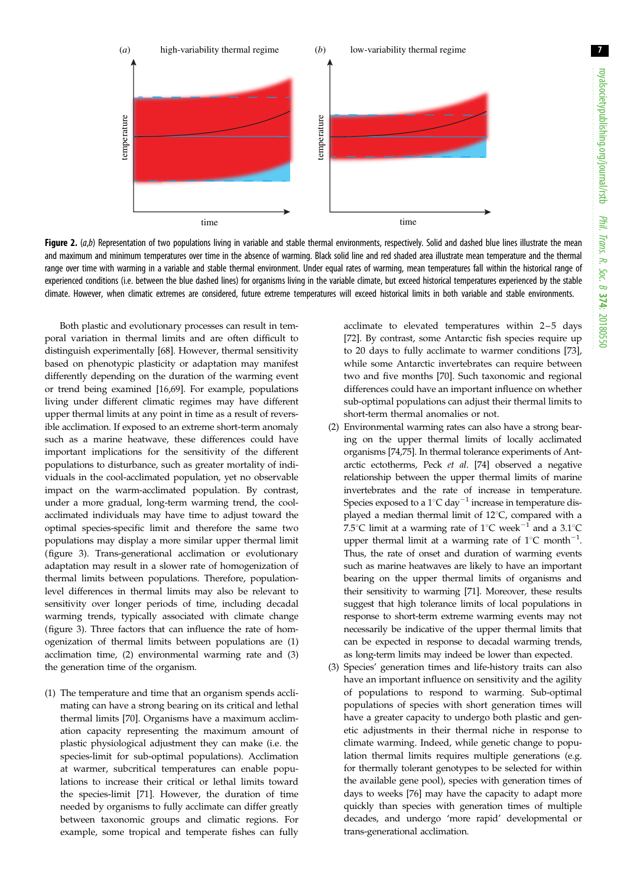**Figure 2.** (*a*,*b*) Representation of two populations living in variable and stable thermal environments, respectively. Solid and dashed blue lines illustrate the mean and maximum and minimum temperatures over time in the absence of warming. Black solid line and red shaded area illustrate mean temperature and the thermal range over time with warming in a variable and stable thermal environment. Under equal rates of warming, mean temperatures fall within the historical range of experienced conditions (i.e. between the blue dashed lines) for organisms living in the variable climate, but exceed historical temperatures experienced by the stable climate. However, when climatic extremes are considered, future extreme temperatures will exceed historical limits in both variable and stable environments.

Both plastic and evolutionary processes can result in temporal variation in thermal limits and are often difficult to distinguish experimentally [68]. However, thermal sensitivity based on phenotypic plasticity or adaptation may manifest differently depending on the duration of the warming event or trend being examined [16,69]. For example, populations living under different climatic regimes may have different upper thermal limits at any point in time as a result of reversible acclimation. If exposed to an extreme short-term anomaly such as a marine heatwave, these differences could have important implications for the sensitivity of the different populations to disturbance, such as greater mortality of individuals in the cool-acclimated population, yet no observable impact on the warm-acclimated population. By contrast, under a more gradual, long-term warming trend, the cool-acclimated individuals may have time to adjust toward the optimal species-specific limit and therefore the same two populations may display a more similar upper thermal limit (figure 3). Trans-generational acclimation or evolutionary adaptation may result in a slower rate of homogenization of thermal limits between populations. Therefore, population-level differences in thermal limits may also be relevant to sensitivity over longer periods of time, including decadal warming trends, typically associated with climate change (figure 3). Three factors that can influence the rate of homogenization of thermal limits between populations are (1) acclimation time, (2) environmental warming rate and (3) the generation time of the organism.

(1) The temperature and time that an organism spends acclimating can have a strong bearing on its critical and lethal thermal limits [70]. Organisms have a maximum acclimation capacity representing the maximum amount of plastic physiological adjustment they can make (i.e. the species-limit for sub-optimal populations). Acclimation at warmer, subcritical temperatures can enable populations to increase their critical or lethal limits toward the species-limit [71]. However, the duration of time needed by organisms to fully acclimate can differ greatly between taxonomic groups and climatic regions. For example, some tropical and temperate fishes can fully acclimate to elevated temperatures within 2–5 days [72]. By contrast, some Antarctic fish species require up to 20 days to fully acclimate to warmer conditions [73], while some Antarctic invertebrates can require between two and five months [70]. Such taxonomic and regional differences could have an important influence on whether sub-optimal populations can adjust their thermal limits to short-term thermal anomalies or not.

(2) Environmental warming rates can also have a strong bearing on the upper thermal limits of locally acclimated organisms [74,75]. In thermal tolerance experiments of Antarctic ectotherms, Peck *et al*. [74] observed a negative relationship between the upper thermal limits of marine invertebrates and the rate of increase in temperature. Species exposed to a 1°C day$^{-1}$ increase in temperature displayed a median thermal limit of 12°C, compared with a 7.5°C limit at a warming rate of 1°C week$^{-1}$ and a 3.1°C upper thermal limit at a warming rate of 1°C month$^{-1}$. Thus, the rate of onset and duration of warming events such as marine heatwaves are likely to have an important bearing on the upper thermal limits of organisms and their sensitivity to warming [71]. Moreover, these results suggest that high tolerance limits of local populations in response to short-term extreme warming events may not necessarily be indicative of the upper thermal limits that can be expected in response to decadal warming trends, as long-term limits may indeed be lower than expected.

(3) Species' generation times and life-history traits can also have an important influence on sensitivity and the agility of populations to respond to warming. Sub-optimal populations of species with short generation times will have a greater capacity to undergo both plastic and genetic adjustments in their thermal niche in response to climate warming. Indeed, while genetic change to population thermal limits requires multiple generations (e.g. for thermally tolerant genotypes to be selected for within the available gene pool), species with generation times of days to weeks [76] may have the capacity to adapt more quickly than species with generation times of multiple decades, and undergo 'more rapid' developmental or trans-generational acclimation.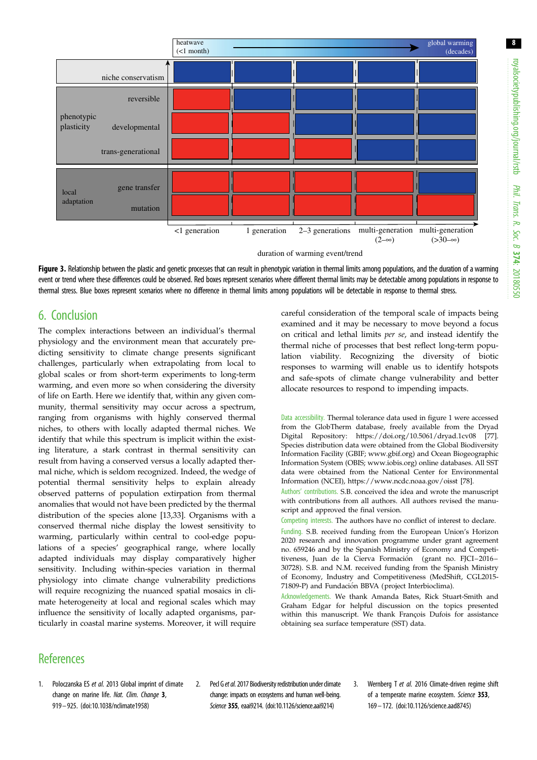**Figure 3.** Relationship between the plastic and genetic processes that can result in phenotypic variation in thermal limits among populations, and the duration of a warming event or trend where these differences could be observed. Red boxes represent scenarios where different thermal limits may be detectable among populations in response to thermal stress. Blue boxes represent scenarios where no difference in thermal limits among populations will be detectable in response to thermal stress.

## 6. Conclusion

The complex interactions between an individual's thermal physiology and the environment mean that accurately predicting sensitivity to climate change presents significant challenges, particularly when extrapolating from local to global scales or from short-term experiments to long-term warming, and even more so when considering the diversity of life on Earth. Here we identify that, within any given community, thermal sensitivity may occur across a spectrum, ranging from organisms with highly conserved thermal niches, to others with locally adapted thermal niches. We identify that while this spectrum is implicit within the existing literature, a stark contrast in thermal sensitivity can result from having a conserved versus a locally adapted thermal niche, which is seldom recognized. Indeed, the wedge of potential thermal sensitivity helps to explain already observed patterns of population extirpation from thermal anomalies that would not have been predicted by the thermal distribution of the species alone [13,33]. Organisms with a conserved thermal niche display the lowest sensitivity to warming, particularly within central to cool-edge populations of a species' geographical range, where locally adapted individuals may display comparatively higher sensitivity. Including within-species variation in thermal physiology into climate change vulnerability predictions will require recognizing the nuanced spatial mosaics in climate heterogeneity at local and regional scales which may influence the sensitivity of locally adapted organisms, particularly in coastal marine systems. Moreover, it will require careful consideration of the temporal scale of impacts being examined and it may be necessary to move beyond a focus on critical and lethal limits *per se*, and instead identify the thermal niche of processes that best reflect long-term population viability. Recognizing the diversity of biotic responses to warming will enable us to identify hotspots and safe-spots of climate change vulnerability and better allocate resources to respond to impending impacts.

Data accessibility. Thermal tolerance data used in figure 1 were accessed from the GlobTherm database, freely available from the Dryad Digital Repository: https://doi.org/10.5061/dryad.1cv08 [77]. Species distribution data were obtained from the Global Biodiversity Information Facility (GBIF; www.gbif.org) and Ocean Biogeographic Information System (OBIS; www.iobis.org) online databases. All SST data were obtained from the National Center for Environmental Information (NCEI), https://www.ncdc.noaa.gov/oisst [78].

Authors' contributions. S.B. conceived the idea and wrote the manuscript with contributions from all authors. All authors revised the manuscript and approved the final version.

Competing interests. The authors have no conflict of interest to declare.

Funding. S.B. received funding from the European Union's Horizon 2020 research and innovation programme under grant agreement no. 659246 and by the Spanish Ministry of Economy and Competitiveness, Juan de la Cierva Formación (grant no. FJCI–2016–30728). S.B. and N.M. received funding from the Spanish Ministry of Economy, Industry and Competitiveness (MedShift, CGL2015-71809-P) and Fundación BBVA (project Interbioclima).

Acknowledgements. We thank Amanda Bates, Rick Stuart-Smith and Graham Edgar for helpful discussion on the topics presented within this manuscript. We thank François Dufois for assistance obtaining sea surface temperature (SST) data.

## References

1. Poloczanska ES *et al.* 2013 Global imprint of climate change on marine life. *Nat. Clim. Change* **3**, 919–925. (doi:10.1038/nclimate1958)
2. Pecl G *et al.* 2017 Biodiversity redistribution under climate change: impacts on ecosystems and human well-being. *Science* **355**, eaai9214. (doi:10.1126/science.aai9214)
3. Wernberg T *et al.* 2016 Climate-driven regime shift of a temperate marine ecosystem. *Science* **353**, 169–172. (doi:10.1126/science.aad8745)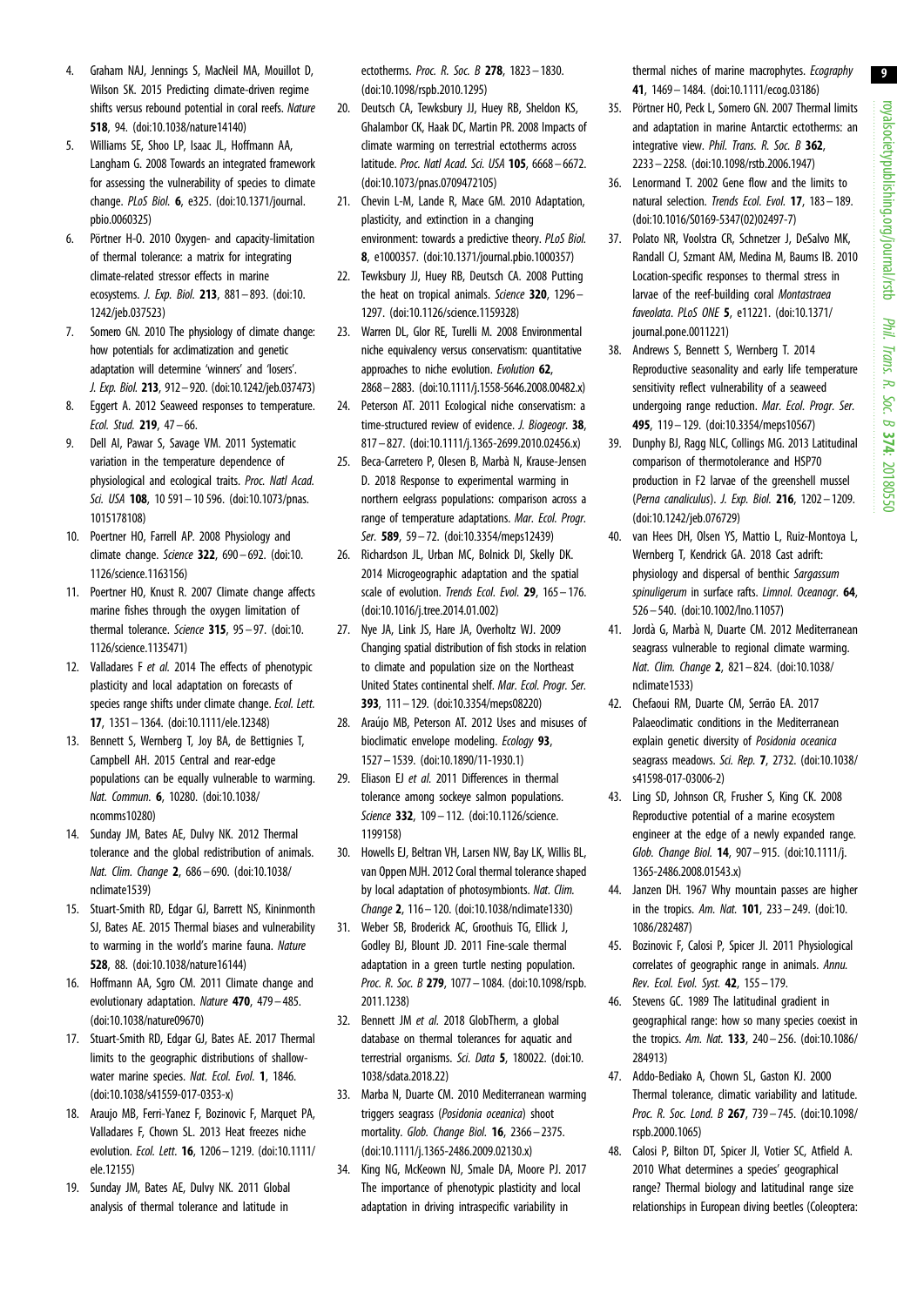4. Graham NAJ, Jennings S, MacNeil MA, Mouillot D, Wilson SK. 2015 Predicting climate-driven regime shifts versus rebound potential in coral reefs. *Nature* **518**, 94. (doi:10.1038/nature14140)
5. Williams SE, Shoo LP, Isaac JL, Hoffmann AA, Langham G. 2008 Towards an integrated framework for assessing the vulnerability of species to climate change. *PLoS Biol.* **6**, e325. (doi:10.1371/journal.pbio.0060325)
6. Pörtner H-O. 2010 Oxygen- and capacity-limitation of thermal tolerance: a matrix for integrating climate-related stressor effects in marine ecosystems. *J. Exp. Biol.* **213**, 881–893. (doi:10.1242/jeb.037523)
7. Somero GN. 2010 The physiology of climate change: how potentials for acclimatization and genetic adaptation will determine 'winners' and 'losers'. *J. Exp. Biol.* **213**, 912–920. (doi:10.1242/jeb.037473)
8. Eggert A. 2012 Seaweed responses to temperature. *Ecol. Stud.* **219**, 47–66.
9. Dell AI, Pawar S, Savage VM. 2011 Systematic variation in the temperature dependence of physiological and ecological traits. *Proc. Natl Acad. Sci. USA* **108**, 10 591–10 596. (doi:10.1073/pnas.1015178108)
10. Poertner HO, Farrell AP. 2008 Physiology and climate change. *Science* **322**, 690–692. (doi:10.1126/science.1163156)
11. Poertner HO, Knust R. 2007 Climate change affects marine fishes through the oxygen limitation of thermal tolerance. *Science* **315**, 95–97. (doi:10.1126/science.1135471)
12. Valladares F *et al.* 2014 The effects of phenotypic plasticity and local adaptation on forecasts of species range shifts under climate change. *Ecol. Lett.* **17**, 1351–1364. (doi:10.1111/ele.12348)
13. Bennett S, Wernberg T, Joy BA, de Bettignies T, Campbell AH. 2015 Central and rear-edge populations can be equally vulnerable to warming. *Nat. Commun.* **6**, 10280. (doi:10.1038/ncomms10280)
14. Sunday JM, Bates AE, Dulvy NK. 2012 Thermal tolerance and the global redistribution of animals. *Nat. Clim. Change* **2**, 686–690. (doi:10.1038/nclimate1539)
15. Stuart-Smith RD, Edgar GJ, Barrett NS, Kininmonth SJ, Bates AE. 2015 Thermal biases and vulnerability to warming in the world's marine fauna. *Nature* **528**, 88. (doi:10.1038/nature16144)
16. Hoffmann AA, Sgro CM. 2011 Climate change and evolutionary adaptation. *Nature* **470**, 479–485. (doi:10.1038/nature09670)
17. Stuart-Smith RD, Edgar GJ, Bates AE. 2017 Thermal limits to the geographic distributions of shallow-water marine species. *Nat. Ecol. Evol.* **1**, 1846. (doi:10.1038/s41559-017-0353-x)
18. Araujo MB, Ferri-Yanez F, Bozinovic F, Marquet PA, Valladares F, Chown SL. 2013 Heat freezes niche evolution. *Ecol. Lett.* **16**, 1206–1219. (doi:10.1111/ele.12155)
19. Sunday JM, Bates AE, Dulvy NK. 2011 Global analysis of thermal tolerance and latitude in ectotherms. *Proc. R. Soc. B* **278**, 1823–1830. (doi:10.1098/rspb.2010.1295)
20. Deutsch CA, Tewksbury JJ, Huey RB, Sheldon KS, Ghalambor CK, Haak DC, Martin PR. 2008 Impacts of climate warming on terrestrial ectotherms across latitude. *Proc. Natl Acad. Sci. USA* **105**, 6668–6672. (doi:10.1073/pnas.0709472105)
21. Chevin L-M, Lande R, Mace GM. 2010 Adaptation, plasticity, and extinction in a changing environment: towards a predictive theory. *PLoS Biol.* **8**, e1000357. (doi:10.1371/journal.pbio.1000357)
22. Tewksbury JJ, Huey RB, Deutsch CA. 2008 Putting the heat on tropical animals. *Science* **320**, 1296–1297. (doi:10.1126/science.1159328)
23. Warren DL, Glor RE, Turelli M. 2008 Environmental niche equivalency versus conservatism: quantitative approaches to niche evolution. *Evolution* **62**, 2868–2883. (doi:10.1111/j.1558-5646.2008.00482.x)
24. Peterson AT. 2011 Ecological niche conservatism: a time-structured review of evidence. *J. Biogeogr.* **38**, 817–827. (doi:10.1111/j.1365-2699.2010.02456.x)
25. Beca-Carretero P, Olesen B, Marbà N, Krause-Jensen D. 2018 Response to experimental warming in northern eelgrass populations: comparison across a range of temperature adaptations. *Mar. Ecol. Progr. Ser.* **589**, 59–72. (doi:10.3354/meps12439)
26. Richardson JL, Urban MC, Bolnick DI, Skelly DK. 2014 Microgeographic adaptation and the spatial scale of evolution. *Trends Ecol. Evol.* **29**, 165–176. (doi:10.1016/j.tree.2014.01.002)
27. Nye JA, Link JS, Hare JA, Overholtz WJ. 2009 Changing spatial distribution of fish stocks in relation to climate and population size on the Northeast United States continental shelf. *Mar. Ecol. Progr. Ser.* **393**, 111–129. (doi:10.3354/meps08220)
28. Araújo MB, Peterson AT. 2012 Uses and misuses of bioclimatic envelope modeling. *Ecology* **93**, 1527–1539. (doi:10.1890/11-1930.1)
29. Eliason EJ *et al.* 2011 Differences in thermal tolerance among sockeye salmon populations. *Science* **332**, 109–112. (doi:10.1126/science.1199158)
30. Howells EJ, Beltran VH, Larsen NW, Bay LK, Willis BL, van Oppen MJH. 2012 Coral thermal tolerance shaped by local adaptation of photosymbionts. *Nat. Clim. Change* **2**, 116–120. (doi:10.1038/nclimate1330)
31. Weber SB, Broderick AC, Groothuis TG, Ellick J, Godley BJ, Blount JD. 2011 Fine-scale thermal adaptation in a green turtle nesting population. *Proc. R. Soc. B* **279**, 1077–1084. (doi:10.1098/rspb.2011.1238)
32. Bennett JM *et al.* 2018 GlobTherm, a global database on thermal tolerances for aquatic and terrestrial organisms. *Sci. Data* **5**, 180022. (doi:10.1038/sdata.2018.22)
33. Marba N, Duarte CM. 2010 Mediterranean warming triggers seagrass (*Posidonia oceanica*) shoot mortality. *Glob. Change Biol.* **16**, 2366–2375. (doi:10.1111/j.1365-2486.2009.02130.x)
34. King NG, McKeown NJ, Smale DA, Moore PJ. 2017 The importance of phenotypic plasticity and local adaptation in driving intraspecific variability in thermal niches of marine macrophytes. *Ecography* **41**, 1469–1484. (doi:10.1111/ecog.03186)
35. Pörtner HO, Peck L, Somero GN. 2007 Thermal limits and adaptation in marine Antarctic ectotherms: an integrative view. *Phil. Trans. R. Soc. B* **362**, 2233–2258. (doi:10.1098/rstb.2006.1947)
36. Lenormand T. 2002 Gene flow and the limits to natural selection. *Trends Ecol. Evol.* **17**, 183–189. (doi:10.1016/S0169-5347(02)02497-7)
37. Polato NR, Voolstra CR, Schnetzer J, DeSalvo MK, Randall CJ, Szmant AM, Medina M, Baums IB. 2010 Location-specific responses to thermal stress in larvae of the reef-building coral *Montastraea faveolata*. *PLoS ONE* **5**, e11221. (doi:10.1371/journal.pone.0011221)
38. Andrews S, Bennett S, Wernberg T. 2014 Reproductive seasonality and early life temperature sensitivity reflect vulnerability of a seaweed undergoing range reduction. *Mar. Ecol. Progr. Ser.* **495**, 119–129. (doi:10.3354/meps10567)
39. Dunphy BJ, Ragg NLC, Collings MG. 2013 Latitudinal comparison of thermotolerance and HSP70 production in F2 larvae of the greenshell mussel (*Perna canaliculus*). *J. Exp. Biol.* **216**, 1202–1209. (doi:10.1242/jeb.076729)
40. van Hees DH, Olsen YS, Mattio L, Ruiz-Montoya L, Wernberg T, Kendrick GA. 2018 Cast adrift: physiology and dispersal of benthic *Sargassum spinuligerum* in surface rafts. *Limnol. Oceanogr.* **64**, 526–540. (doi:10.1002/lno.11057)
41. Jordà G, Marbà N, Duarte CM. 2012 Mediterranean seagrass vulnerable to regional climate warming. *Nat. Clim. Change* **2**, 821–824. (doi:10.1038/nclimate1533)
42. Chefaoui RM, Duarte CM, Serrão EA. 2017 Palaeoclimatic conditions in the Mediterranean explain genetic diversity of *Posidonia oceanica* seagrass meadows. *Sci. Rep.* **7**, 2732. (doi:10.1038/s41598-017-03006-2)
43. Ling SD, Johnson CR, Frusher S, King CK. 2008 Reproductive potential of a marine ecosystem engineer at the edge of a newly expanded range. *Glob. Change Biol.* **14**, 907–915. (doi:10.1111/j.1365-2486.2008.01543.x)
44. Janzen DH. 1967 Why mountain passes are higher in the tropics. *Am. Nat.* **101**, 233–249. (doi:10.1086/282487)
45. Bozinovic F, Calosi P, Spicer JI. 2011 Physiological correlates of geographic range in animals. *Annu. Rev. Ecol. Evol. Syst.* **42**, 155–179.
46. Stevens GC. 1989 The latitudinal gradient in geographical range: how so many species coexist in the tropics. *Am. Nat.* **133**, 240–256. (doi:10.1086/284913)
47. Addo-Bediako A, Chown SL, Gaston KJ. 2000 Thermal tolerance, climatic variability and latitude. *Proc. R. Soc. Lond. B* **267**, 739–745. (doi:10.1098/rspb.2000.1065)
48. Calosi P, Bilton DT, Spicer JI, Votier SC, Atfield A. 2010 What determines a species' geographical range? Thermal biology and latitudinal range size relationships in European diving beetles (Coleoptera: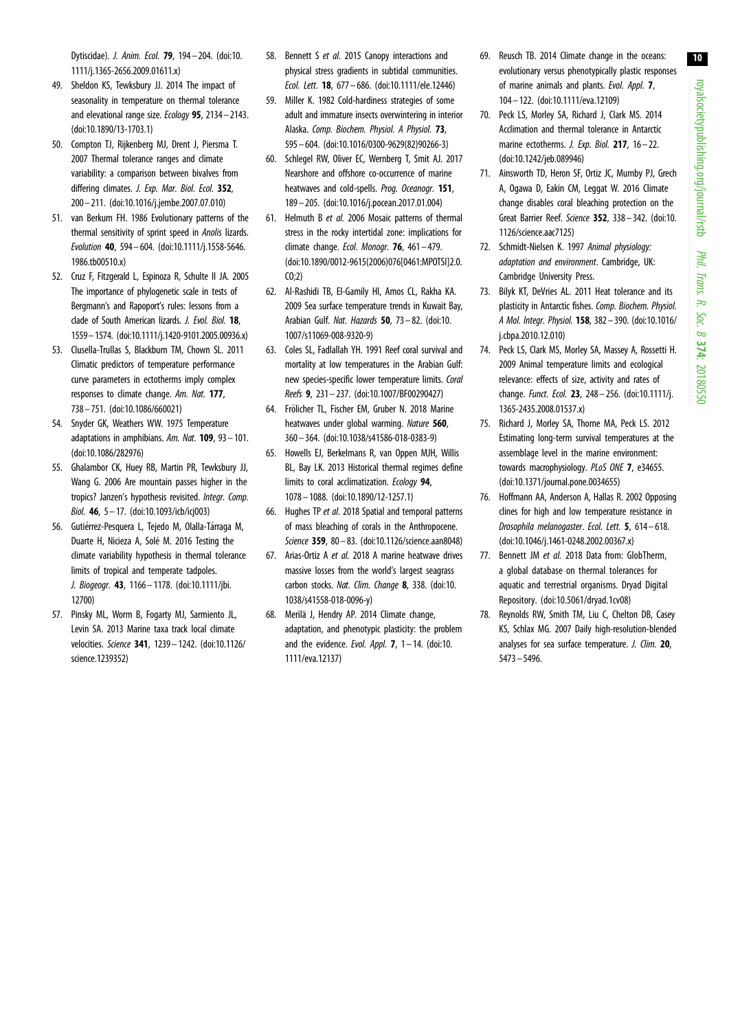Dytiscidae). *J. Anim. Ecol.* **79**, 194–204. (doi:10.1111/j.1365-2656.2009.01611.x)

49. Sheldon KS, Tewksbury JJ. 2014 The impact of seasonality in temperature on thermal tolerance and elevational range size. *Ecology* **95**, 2134–2143. (doi:10.1890/13-1703.1)
50. Compton TJ, Rijkenberg MJ, Drent J, Piersma T. 2007 Thermal tolerance ranges and climate variability: a comparison between bivalves from differing climates. *J. Exp. Mar. Biol. Ecol.* **352**, 200–211. (doi:10.1016/j.jembe.2007.07.010)
51. van Berkum FH. 1986 Evolutionary patterns of the thermal sensitivity of sprint speed in *Anolis* lizards. *Evolution* **40**, 594–604. (doi:10.1111/j.1558-5646.1986.tb00510.x)
52. Cruz F, Fitzgerald L, Espinoza R, Schulte II JA. 2005 The importance of phylogenetic scale in tests of Bergmann's and Rapoport's rules: lessons from a clade of South American lizards. *J. Evol. Biol.* **18**, 1559–1574. (doi:10.1111/j.1420-9101.2005.00936.x)
53. Clusella-Trullas S, Blackburn TM, Chown SL. 2011 Climatic predictors of temperature performance curve parameters in ectotherms imply complex responses to climate change. *Am. Nat.* **177**, 738–751. (doi:10.1086/660021)
54. Snyder GK, Weathers WW. 1975 Temperature adaptations in amphibians. *Am. Nat.* **109**, 93–101. (doi:10.1086/282976)
55. Ghalambor CK, Huey RB, Martin PR, Tewksbury JJ, Wang G. 2006 Are mountain passes higher in the tropics? Janzen's hypothesis revisited. *Integr. Comp. Biol.* **46**, 5–17. (doi:10.1093/icb/icj003)
56. Gutiérrez-Pesquera L, Tejedo M, Olalla-Tárraga M, Duarte H, Nicieza A, Solé M. 2016 Testing the climate variability hypothesis in thermal tolerance limits of tropical and temperate tadpoles. *J. Biogeogr.* **43**, 1166–1178. (doi:10.1111/jbi.12700)
57. Pinsky ML, Worm B, Fogarty MJ, Sarmiento JL, Levin SA. 2013 Marine taxa track local climate velocities. *Science* **341**, 1239–1242. (doi:10.1126/science.1239352)
58. Bennett S *et al.* 2015 Canopy interactions and physical stress gradients in subtidal communities. *Ecol. Lett.* **18**, 677–686. (doi:10.1111/ele.12446)
59. Miller K. 1982 Cold-hardiness strategies of some adult and immature insects overwintering in interior Alaska. *Comp. Biochem. Physiol. A Physiol.* **73**, 595–604. (doi:10.1016/0300-9629(82)90266-3)
60. Schlegel RW, Oliver EC, Wernberg T, Smit AJ. 2017 Nearshore and offshore co-occurrence of marine heatwaves and cold-spells. *Prog. Oceanogr.* **151**, 189–205. (doi:10.1016/j.pocean.2017.01.004)
61. Helmuth B *et al.* 2006 Mosaic patterns of thermal stress in the rocky intertidal zone: implications for climate change. *Ecol. Monogr.* **76**, 461–479. (doi:10.1890/0012-9615(2006)076[0461:MPOTSI]2.0.CO;2)
62. Al-Rashidi TB, El-Gamily HI, Amos CL, Rakha KA. 2009 Sea surface temperature trends in Kuwait Bay, Arabian Gulf. *Nat. Hazards* **50**, 73–82. (doi:10.1007/s11069-008-9320-9)
63. Coles SL, Fadlallah YH. 1991 Reef coral survival and mortality at low temperatures in the Arabian Gulf: new species-specific lower temperature limits. *Coral Reefs* **9**, 231–237. (doi:10.1007/BF00290427)
64. Frölicher TL, Fischer EM, Gruber N. 2018 Marine heatwaves under global warming. *Nature* **560**, 360–364. (doi:10.1038/s41586-018-0383-9)
65. Howells EJ, Berkelmans R, van Oppen MJH, Willis BL, Bay LK. 2013 Historical thermal regimes define limits to coral acclimatization. *Ecology* **94**, 1078–1088. (doi:10.1890/12-1257.1)
66. Hughes TP *et al.* 2018 Spatial and temporal patterns of mass bleaching of corals in the Anthropocene. *Science* **359**, 80–83. (doi:10.1126/science.aan8048)
67. Arias-Ortiz A *et al.* 2018 A marine heatwave drives massive losses from the world's largest seagrass carbon stocks. *Nat. Clim. Change* **8**, 338. (doi:10.1038/s41558-018-0096-y)
68. Merilä J, Hendry AP. 2014 Climate change, adaptation, and phenotypic plasticity: the problem and the evidence. *Evol. Appl.* **7**, 1–14. (doi:10.1111/eva.12137)
69. Reusch TB. 2014 Climate change in the oceans: evolutionary versus phenotypically plastic responses of marine animals and plants. *Evol. Appl.* **7**, 104–122. (doi:10.1111/eva.12109)
70. Peck LS, Morley SA, Richard J, Clark MS. 2014 Acclimation and thermal tolerance in Antarctic marine ectotherms. *J. Exp. Biol.* **217**, 16–22. (doi:10.1242/jeb.089946)
71. Ainsworth TD, Heron SF, Ortiz JC, Mumby PJ, Grech A, Ogawa D, Eakin CM, Leggat W. 2016 Climate change disables coral bleaching protection on the Great Barrier Reef. *Science* **352**, 338–342. (doi:10.1126/science.aac7125)
72. Schmidt-Nielsen K. 1997 *Animal physiology: adaptation and environment*. Cambridge, UK: Cambridge University Press.
73. Bilyk KT, DeVries AL. 2011 Heat tolerance and its plasticity in Antarctic fishes. *Comp. Biochem. Physiol. A Mol. Integr. Physiol.* **158**, 382–390. (doi:10.1016/j.cbpa.2010.12.010)
74. Peck LS, Clark MS, Morley SA, Massey A, Rossetti H. 2009 Animal temperature limits and ecological relevance: effects of size, activity and rates of change. *Funct. Ecol.* **23**, 248–256. (doi:10.1111/j.1365-2435.2008.01537.x)
75. Richard J, Morley SA, Thorne MA, Peck LS. 2012 Estimating long-term survival temperatures at the assemblage level in the marine environment: towards macrophysiology. *PLoS ONE* **7**, e34655. (doi:10.1371/journal.pone.0034655)
76. Hoffmann AA, Anderson A, Hallas R. 2002 Opposing clines for high and low temperature resistance in *Drosophila melanogaster*. *Ecol. Lett.* **5**, 614–618. (doi:10.1046/j.1461-0248.2002.00367.x)
77. Bennett JM *et al.* 2018 Data from: GlobTherm, a global database on thermal tolerances for aquatic and terrestrial organisms. Dryad Digital Repository. (doi:10.5061/dryad.1cv08)
78. Reynolds RW, Smith TM, Liu C, Chelton DB, Casey KS, Schlax MG. 2007 Daily high-resolution-blended analyses for sea surface temperature. *J. Clim.* **20**, 5473–5496.